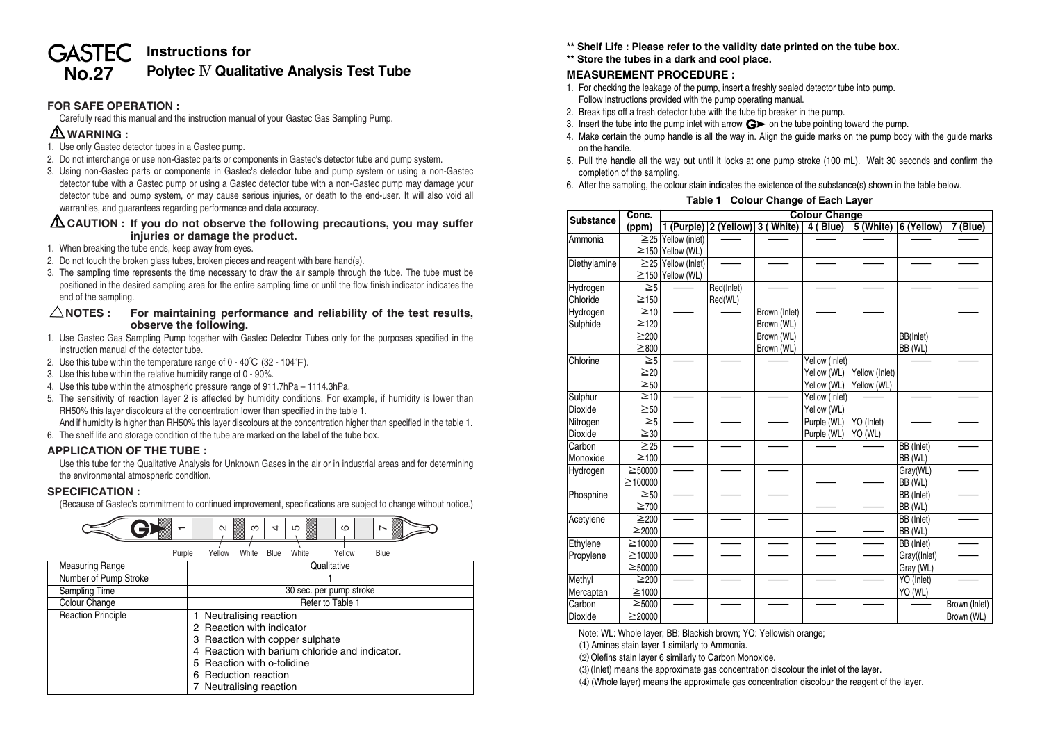# GASTEC No.27

## Instructions for Polytec IV Qualitative Analysis Test Tube

### FOR SAFE OPERATION :

Carefully read this manual and the instruction manual of your Gastec Gas Sampling Pump.

### ⚠ WARNING :

1. Use only Gastec detector tubes in a Gastec pump.
2. Do not interchange or use non-Gastec parts or components in Gastec's detector tube and pump system.
3. Using non-Gastec parts or components in Gastec's detector tube and pump system or using a non-Gastec detector tube with a Gastec pump or using a Gastec detector tube with a non-Gastec pump may damage your detector tube and pump system, or may cause serious injuries, or death to the end-user. It will also void all warranties, and guarantees regarding performance and data accuracy.

### ⚠ CAUTION : If you do not observe the following precautions, you may suffer injuries or damage the product.

1. When breaking the tube ends, keep away from eyes.
2. Do not touch the broken glass tubes, broken pieces and reagent with bare hand(s).
3. The sampling time represents the time necessary to draw the air sample through the tube. The tube must be positioned in the desired sampling area for the entire sampling time or until the flow finish indicator indicates the end of the sampling.

### △ NOTES : For maintaining performance and reliability of the test results, observe the following.

1. Use Gastec Gas Sampling Pump together with Gastec Detector Tubes only for the purposes specified in the instruction manual of the detector tube.
2. Use this tube within the temperature range of 0 - 40℃ (32 - 104℉).
3. Use this tube within the relative humidity range of 0 - 90%.
4. Use this tube within the atmospheric pressure range of 911.7hPa – 1114.3hPa.
5. The sensitivity of reaction layer 2 is affected by humidity conditions. For example, if humidity is lower than RH50% this layer discolours at the concentration lower than specified in the table 1.
   And if humidity is higher than RH50% this layer discolours at the concentration higher than specified in the table 1.
6. The shelf life and storage condition of the tube are marked on the label of the tube box.

### APPLICATION OF THE TUBE :

Use this tube for the Qualitative Analysis for Unknown Gases in the air or in industrial areas and for determining the environmental atmospheric condition.

### SPECIFICATION :

(Because of Gastec's commitment to continued improvement, specifications are subject to change without notice.)

Layers: 1 Purple, 2 Yellow, 3 White, 4 Blue, 5 White, 6 Yellow, 7 Blue

| | |
|---|---|
| Measuring Range | Qualitative |
| Number of Pump Stroke | 1 |
| Sampling Time | 30 sec. per pump stroke |
| Colour Change | Refer to Table 1 |
| Reaction Principle | 1 Neutralising reaction<br>2 Reaction with indicator<br>3 Reaction with copper sulphate<br>4 Reaction with barium chloride and indicator.<br>5 Reaction with o-tolidine<br>6 Reduction reaction<br>7 Neutralising reaction |

**\*\* Shelf Life : Please refer to the validity date printed on the tube box.**
**\*\* Store the tubes in a dark and cool place.**

### MEASUREMENT PROCEDURE :

1. For checking the leakage of the pump, insert a freshly sealed detector tube into pump. Follow instructions provided with the pump operating manual.
2. Break tips off a fresh detector tube with the tube tip breaker in the pump.
3. Insert the tube into the pump inlet with arrow G► on the tube pointing toward the pump.
4. Make certain the pump handle is all the way in. Align the guide marks on the pump body with the guide marks on the handle.
5. Pull the handle all the way out until it locks at one pump stroke (100 mL). Wait 30 seconds and confirm the completion of the sampling.
6. After the sampling, the colour stain indicates the existence of the substance(s) shown in the table below.

**Table 1 Colour Change of Each Layer**

| Substance | Conc. (ppm) | 1 (Purple) | 2 (Yellow) | 3 (White) | 4 (Blue) | 5 (White) | 6 (Yellow) | 7 (Blue) |
|---|---|---|---|---|---|---|---|---|
| Ammonia | ≧25 | Yellow (inlet) | — | — | — | — | — | — |
| | ≧150 | Yellow (WL) | | | | | | |
| Diethylamine | ≧25 | Yellow (Inlet) | — | — | — | — | — | — |
| | ≧150 | Yellow (WL) | | | | | | |
| Hydrogen Chloride | ≧5 | — | Red(Inlet) | — | — | — | — | — |
| | ≧150 | | Red(WL) | | | | | |
| Hydrogen Sulphide | ≧10 | — | — | Brown (Inlet) | — | — | | — |
| | ≧120 | | | Brown (WL) | | | | |
| | ≧200 | | | Brown (WL) | | | BB(Inlet) | |
| | ≧800 | | | Brown (WL) | | | BB (WL) | |
| Chlorine | ≧5 | — | — | — | Yellow (Inlet) | | — | — |
| | ≧20 | | | | Yellow (WL) | Yellow (Inlet) | | |
| | ≧50 | | | | Yellow (WL) | Yellow (WL) | | |
| Sulphur Dioxide | ≧10 | — | — | — | Yellow (Inlet) | — | — | — |
| | ≧50 | | | | Yellow (WL) | | | |
| Nitrogen Dioxide | ≧5 | — | — | — | Purple (WL) | YO (Inlet) | — | — |
| | ≧30 | | | | Purple (WL) | YO (WL) | | |
| Carbon Monoxide | ≧25 | — | — | — | — | — | BB (Inlet) | — |
| | ≧100 | | | | | | BB (WL) | |
| Hydrogen | ≧50000 | — | — | — | | | Gray(WL) | — |
| | ≧100000 | | | | — | — | BB (WL) | |
| Phosphine | ≧50 | — | — | — | | | BB (Inlet) | — |
| | ≧700 | | | | — | — | BB (WL) | |
| Acetylene | ≧200 | — | — | — | | | BB (Inlet) | — |
| | ≧2000 | | | | — | — | BB (WL) | |
| Ethylene | ≧10000 | — | — | — | — | — | BB (Inlet) | — |
| Propylene | ≧10000 | — | — | — | — | — | Gray((Inlet) | — |
| | ≧50000 | | | | | | Gray (WL) | |
| Methyl Mercaptan | ≧200 | — | — | — | — | — | YO (Inlet) | — |
| | ≧1000 | | | | | | YO (WL) | |
| Carbon Dioxide | ≧5000 | — | — | — | — | — | — | Brown (Inlet) |
| | ≧20000 | | | | | | | Brown (WL) |

Note: WL: Whole layer; BB: Blackish brown; YO: Yellowish orange;

(1) Amines stain layer 1 similarly to Ammonia.

(2) Olefins stain layer 6 similarly to Carbon Monoxide.

(3) (Inlet) means the approximate gas concentration discolour the inlet of the layer.

(4) (Whole layer) means the approximate gas concentration discolour the reagent of the layer.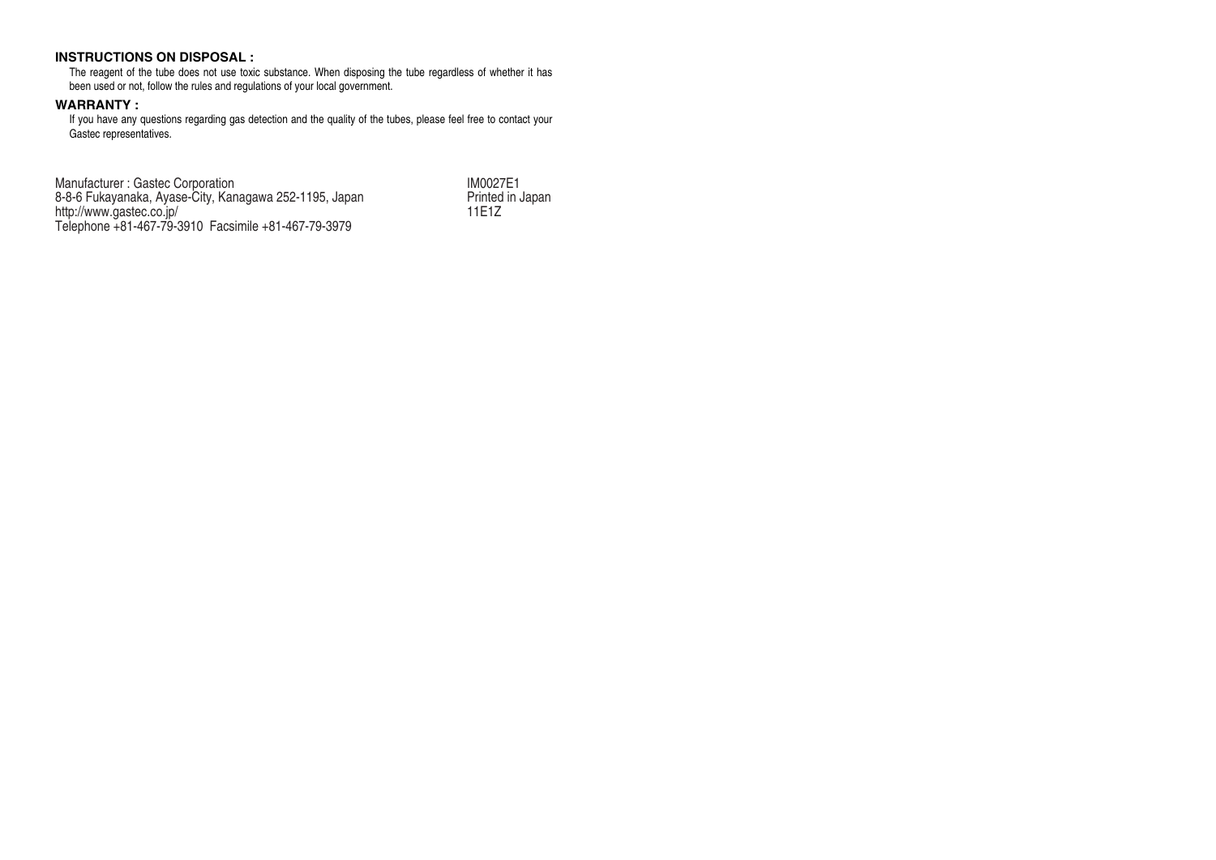**INSTRUCTIONS ON DISPOSAL :**

The reagent of the tube does not use toxic substance. When disposing the tube regardless of whether it has been used or not, follow the rules and regulations of your local government.

**WARRANTY :**

If you have any questions regarding gas detection and the quality of the tubes, please feel free to contact your Gastec representatives.

Manufacturer : Gastec Corporation
8-8-6 Fukayanaka, Ayase-City, Kanagawa 252-1195, Japan
http://www.gastec.co.jp/
Telephone +81-467-79-3910 Facsimile +81-467-79-3979

IM0027E1
Printed in Japan
11E1Z